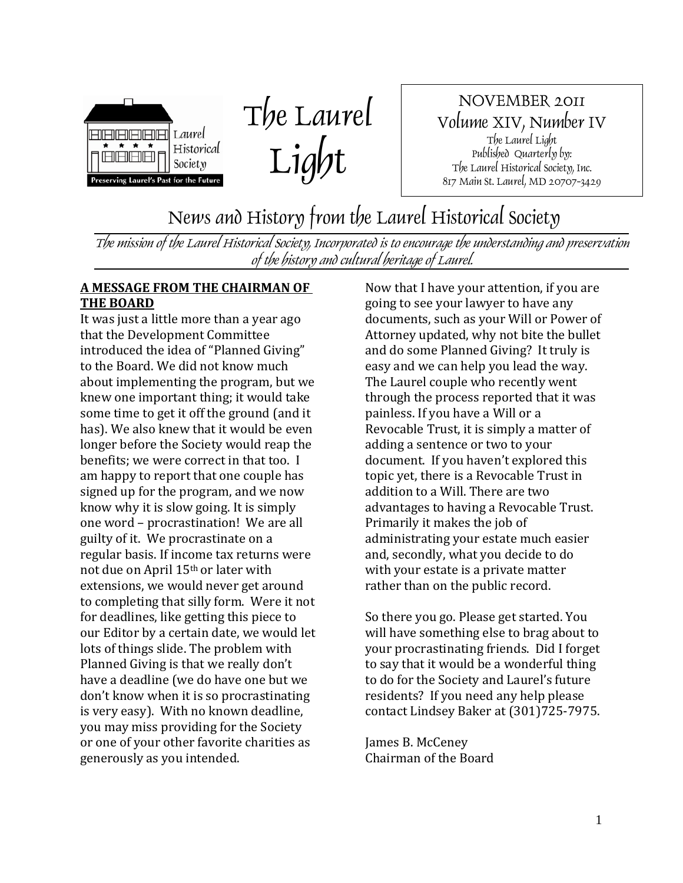# The Laurel Light

NOVEMBER 2011
Volume XIV, Number IV
The Laurel Light
Published Quarterly by:
The Laurel Historical Society, Inc.
817 Main St. Laurel, MD 20707-3429

## News and History from the Laurel Historical Society

*The mission of the Laurel Historical Society, Incorporated is to encourage the understanding and preservation of the history and cultural heritage of Laurel.*

### A MESSAGE FROM THE CHAIRMAN OF THE BOARD

It was just a little more than a year ago that the Development Committee introduced the idea of "Planned Giving" to the Board. We did not know much about implementing the program, but we knew one important thing; it would take some time to get it off the ground (and it has). We also knew that it would be even longer before the Society would reap the benefits; we were correct in that too. I am happy to report that one couple has signed up for the program, and we now know why it is slow going. It is simply one word – procrastination! We are all guilty of it. We procrastinate on a regular basis. If income tax returns were not due on April 15th or later with extensions, we would never get around to completing that silly form. Were it not for deadlines, like getting this piece to our Editor by a certain date, we would let lots of things slide. The problem with Planned Giving is that we really don't have a deadline (we do have one but we don't know when it is so procrastinating is very easy). With no known deadline, you may miss providing for the Society or one of your other favorite charities as generously as you intended.

Now that I have your attention, if you are going to see your lawyer to have any documents, such as your Will or Power of Attorney updated, why not bite the bullet and do some Planned Giving? It truly is easy and we can help you lead the way. The Laurel couple who recently went through the process reported that it was painless. If you have a Will or a Revocable Trust, it is simply a matter of adding a sentence or two to your document. If you haven't explored this topic yet, there is a Revocable Trust in addition to a Will. There are two advantages to having a Revocable Trust. Primarily it makes the job of administrating your estate much easier and, secondly, what you decide to do with your estate is a private matter rather than on the public record.

So there you go. Please get started. You will have something else to brag about to your procrastinating friends. Did I forget to say that it would be a wonderful thing to do for the Society and Laurel's future residents? If you need any help please contact Lindsey Baker at (301)725-7975.

James B. McCeney
Chairman of the Board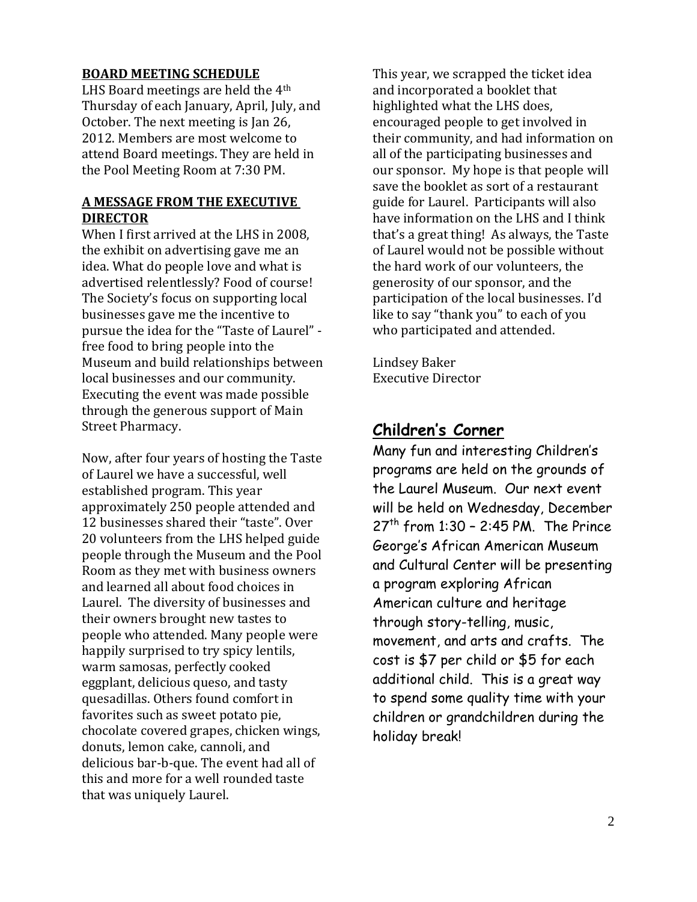## BOARD MEETING SCHEDULE

LHS Board meetings are held the 4th Thursday of each January, April, July, and October. The next meeting is Jan 26, 2012. Members are most welcome to attend Board meetings. They are held in the Pool Meeting Room at 7:30 PM.

## A MESSAGE FROM THE EXECUTIVE DIRECTOR

When I first arrived at the LHS in 2008, the exhibit on advertising gave me an idea. What do people love and what is advertised relentlessly? Food of course! The Society's focus on supporting local businesses gave me the incentive to pursue the idea for the "Taste of Laurel" - free food to bring people into the Museum and build relationships between local businesses and our community. Executing the event was made possible through the generous support of Main Street Pharmacy.

Now, after four years of hosting the Taste of Laurel we have a successful, well established program. This year approximately 250 people attended and 12 businesses shared their "taste". Over 20 volunteers from the LHS helped guide people through the Museum and the Pool Room as they met with business owners and learned all about food choices in Laurel. The diversity of businesses and their owners brought new tastes to people who attended. Many people were happily surprised to try spicy lentils, warm samosas, perfectly cooked eggplant, delicious queso, and tasty quesadillas. Others found comfort in favorites such as sweet potato pie, chocolate covered grapes, chicken wings, donuts, lemon cake, cannoli, and delicious bar-b-que. The event had all of this and more for a well rounded taste that was uniquely Laurel.

This year, we scrapped the ticket idea and incorporated a booklet that highlighted what the LHS does, encouraged people to get involved in their community, and had information on all of the participating businesses and our sponsor. My hope is that people will save the booklet as sort of a restaurant guide for Laurel. Participants will also have information on the LHS and I think that's a great thing! As always, the Taste of Laurel would not be possible without the hard work of our volunteers, the generosity of our sponsor, and the participation of the local businesses. I'd like to say "thank you" to each of you who participated and attended.

Lindsey Baker
Executive Director

## Children's Corner

Many fun and interesting Children's programs are held on the grounds of the Laurel Museum. Our next event will be held on Wednesday, December 27th from 1:30 – 2:45 PM. The Prince George's African American Museum and Cultural Center will be presenting a program exploring African American culture and heritage through story-telling, music, movement, and arts and crafts. The cost is $7 per child or $5 for each additional child. This is a great way to spend some quality time with your children or grandchildren during the holiday break!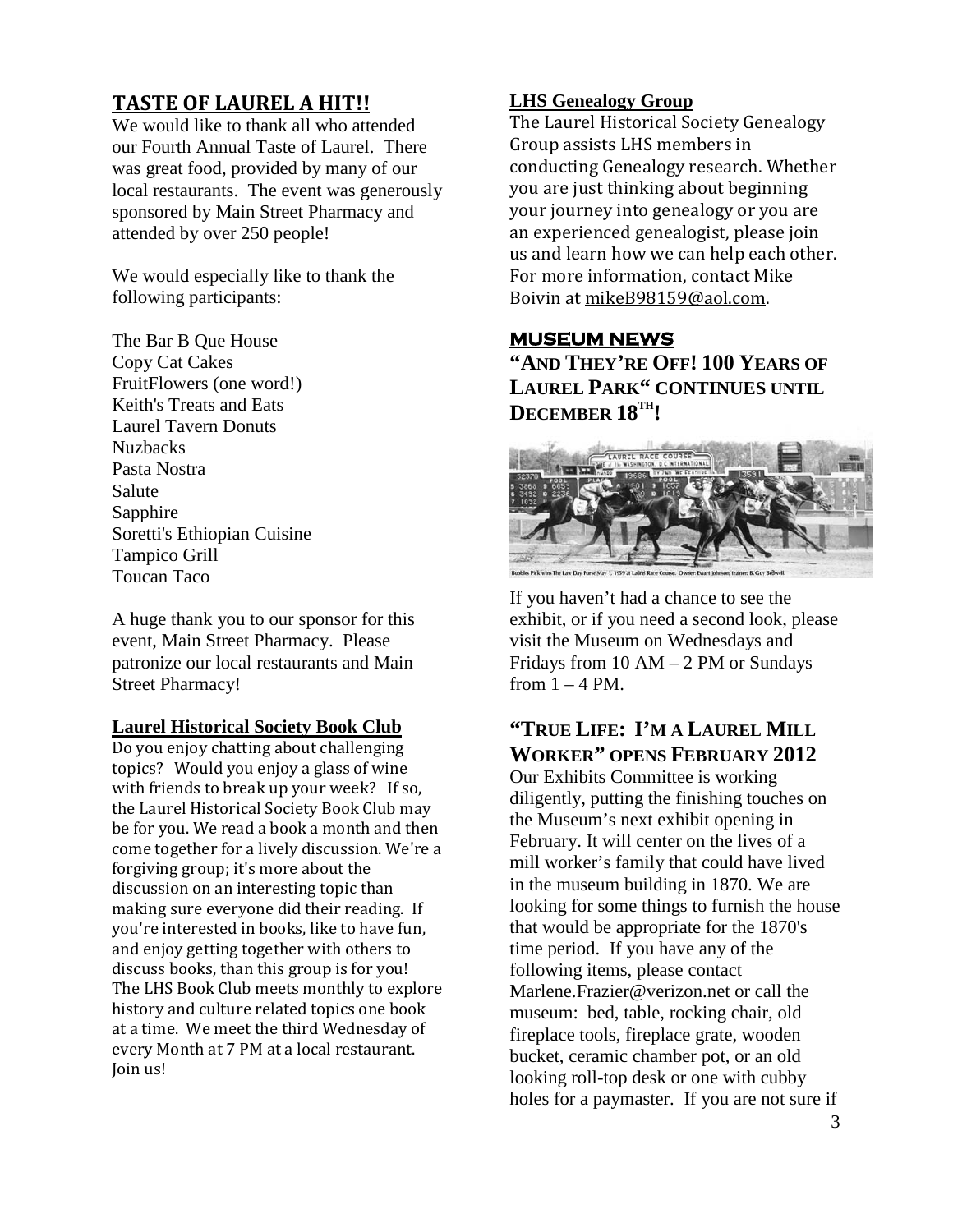## TASTE OF LAUREL A HIT!!

We would like to thank all who attended our Fourth Annual Taste of Laurel. There was great food, provided by many of our local restaurants. The event was generously sponsored by Main Street Pharmacy and attended by over 250 people!

We would especially like to thank the following participants:

The Bar B Que House
Copy Cat Cakes
FruitFlowers (one word!)
Keith's Treats and Eats
Laurel Tavern Donuts
Nuzbacks
Pasta Nostra
Salute
Sapphire
Soretti's Ethiopian Cuisine
Tampico Grill
Toucan Taco

A huge thank you to our sponsor for this event, Main Street Pharmacy. Please patronize our local restaurants and Main Street Pharmacy!

### Laurel Historical Society Book Club

Do you enjoy chatting about challenging topics? Would you enjoy a glass of wine with friends to break up your week? If so, the Laurel Historical Society Book Club may be for you. We read a book a month and then come together for a lively discussion. We're a forgiving group; it's more about the discussion on an interesting topic than making sure everyone did their reading. If you're interested in books, like to have fun, and enjoy getting together with others to discuss books, than this group is for you! The LHS Book Club meets monthly to explore history and culture related topics one book at a time. We meet the third Wednesday of every Month at 7 PM at a local restaurant. Join us!

### LHS Genealogy Group

The Laurel Historical Society Genealogy Group assists LHS members in conducting Genealogy research. Whether you are just thinking about beginning your journey into genealogy or you are an experienced genealogist, please join us and learn how we can help each other. For more information, contact Mike Boivin at mikeB98159@aol.com.

## MUSEUM NEWS

### "AND THEY'RE OFF! 100 YEARS OF LAUREL PARK" CONTINUES UNTIL DECEMBER 18TH!

Bubbles Pick wins The Law Day Purse May 1, 1959 at Laurel Race Course. Owner: Ewart Johnson; Trainer: B. Gur Bedwell.

If you haven't had a chance to see the exhibit, or if you need a second look, please visit the Museum on Wednesdays and Fridays from 10 AM – 2 PM or Sundays from 1 – 4 PM.

### "TRUE LIFE: I'M A LAUREL MILL WORKER" OPENS FEBRUARY 2012

Our Exhibits Committee is working diligently, putting the finishing touches on the Museum's next exhibit opening in February. It will center on the lives of a mill worker's family that could have lived in the museum building in 1870. We are looking for some things to furnish the house that would be appropriate for the 1870's time period. If you have any of the following items, please contact Marlene.Frazier@verizon.net or call the museum: bed, table, rocking chair, old fireplace tools, fireplace grate, wooden bucket, ceramic chamber pot, or an old looking roll-top desk or one with cubby holes for a paymaster. If you are not sure if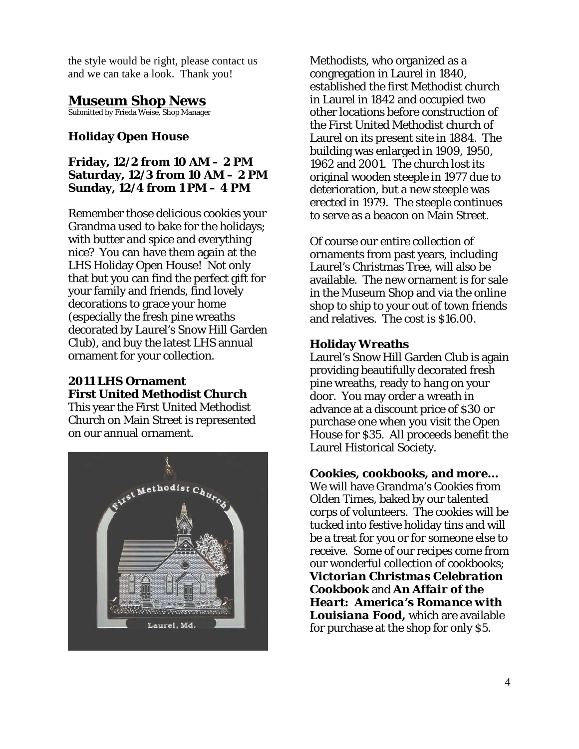the style would be right, please contact us and we can take a look. Thank you!

## Museum Shop News

Submitted by Frieda Weise, Shop Manager

### Holiday Open House

**Friday, 12/2 from 10 AM – 2 PM**
**Saturday, 12/3 from 10 AM – 2 PM**
**Sunday, 12/4 from 1 PM – 4 PM**

Remember those delicious cookies your Grandma used to bake for the holidays; with butter and spice and everything nice? You can have them again at the LHS Holiday Open House! Not only that but you can find the perfect gift for your family and friends, find lovely decorations to grace your home (especially the fresh pine wreaths decorated by Laurel's Snow Hill Garden Club), and buy the latest LHS annual ornament for your collection.

### 2011 LHS Ornament
### First United Methodist Church

This year the First United Methodist Church on Main Street is represented on our annual ornament.

Methodists, who organized as a congregation in Laurel in 1840, established the first Methodist church in Laurel in 1842 and occupied two other locations before construction of the First United Methodist church of Laurel on its present site in 1884. The building was enlarged in 1909, 1950, 1962 and 2001. The church lost its original wooden steeple in 1977 due to deterioration, but a new steeple was erected in 1979. The steeple continues to serve as a beacon on Main Street.

Of course our entire collection of ornaments from past years, including Laurel's Christmas Tree, will also be available. The new ornament is for sale in the Museum Shop and via the online shop to ship to your out of town friends and relatives. The cost is $16.00.

### Holiday Wreaths

Laurel's Snow Hill Garden Club is again providing beautifully decorated fresh pine wreaths, ready to hang on your door. You may order a wreath in advance at a discount price of $30 or purchase one when you visit the Open House for $35. All proceeds benefit the Laurel Historical Society.

### *Cookies, cookbooks, and more...*

We will have Grandma's Cookies from Olden Times, baked by our talented corps of volunteers. The cookies will be tucked into festive holiday tins and will be a treat for you or for someone else to receive. Some of our recipes come from our wonderful collection of cookbooks; ***Victorian Christmas Celebration Cookbook*** and ***An Affair of the Heart: America's Romance with Louisiana Food,*** which are available for purchase at the shop for only $5.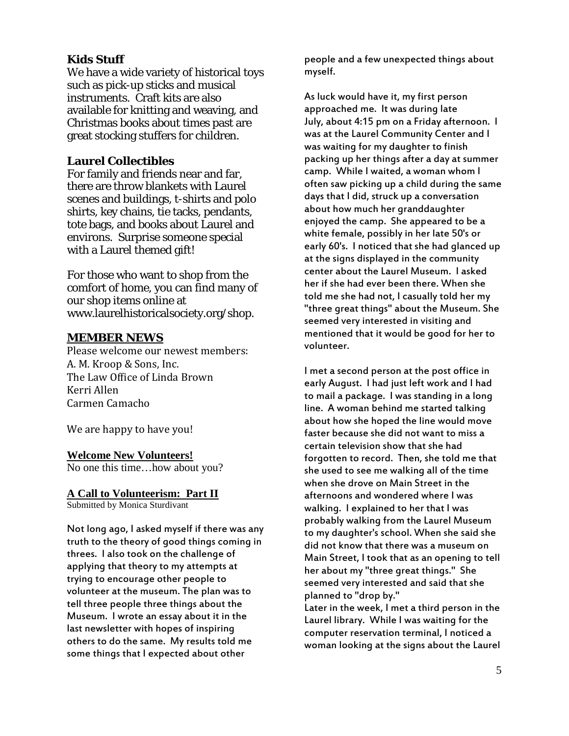### Kids Stuff

We have a wide variety of historical toys such as pick-up sticks and musical instruments. Craft kits are also available for knitting and weaving, and Christmas books about times past are great stocking stuffers for children.

### Laurel Collectibles

For family and friends near and far, there are throw blankets with Laurel scenes and buildings, t-shirts and polo shirts, key chains, tie tacks, pendants, tote bags, and books about Laurel and environs. Surprise someone special with a Laurel themed gift!

For those who want to shop from the comfort of home, you can find many of our shop items online at www.laurelhistoricalsociety.org/shop.

## MEMBER NEWS

Please welcome our newest members:
A. M. Kroop & Sons, Inc.
The Law Office of Linda Brown
Kerri Allen
Carmen Camacho

We are happy to have you!

### Welcome New Volunteers!

No one this time…how about you?

### A Call to Volunteerism: Part II

Submitted by Monica Sturdivant

Not long ago, I asked myself if there was any truth to the theory of good things coming in threes. I also took on the challenge of applying that theory to my attempts at trying to encourage other people to volunteer at the museum. The plan was to tell three people three things about the Museum. I wrote an essay about it in the last newsletter with hopes of inspiring others to do the same. My results told me some things that I expected about other people and a few unexpected things about myself.

As luck would have it, my first person approached me. It was during late July, about 4:15 pm on a Friday afternoon. I was at the Laurel Community Center and I was waiting for my daughter to finish packing up her things after a day at summer camp. While I waited, a woman whom I often saw picking up a child during the same days that I did, struck up a conversation about how much her granddaughter enjoyed the camp. She appeared to be a white female, possibly in her late 50's or early 60's. I noticed that she had glanced up at the signs displayed in the community center about the Laurel Museum. I asked her if she had ever been there. When she told me she had not, I casually told her my "three great things" about the Museum. She seemed very interested in visiting and mentioned that it would be good for her to volunteer.

I met a second person at the post office in early August. I had just left work and I had to mail a package. I was standing in a long line. A woman behind me started talking about how she hoped the line would move faster because she did not want to miss a certain television show that she had forgotten to record. Then, she told me that she used to see me walking all of the time when she drove on Main Street in the afternoons and wondered where I was walking. I explained to her that I was probably walking from the Laurel Museum to my daughter's school. When she said she did not know that there was a museum on Main Street, I took that as an opening to tell her about my "three great things." She seemed very interested and said that she planned to "drop by."

Later in the week, I met a third person in the Laurel library. While I was waiting for the computer reservation terminal, I noticed a woman looking at the signs about the Laurel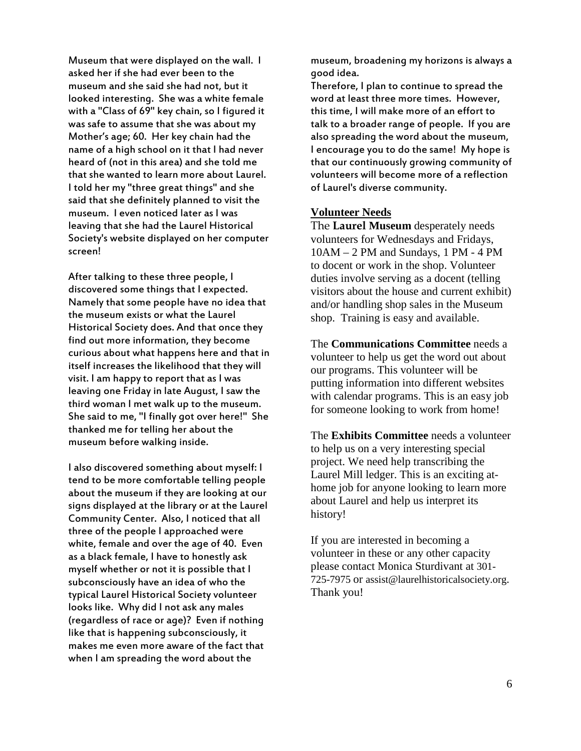Museum that were displayed on the wall. I asked her if she had ever been to the museum and she said she had not, but it looked interesting. She was a white female with a "Class of 69" key chain, so I figured it was safe to assume that she was about my Mother's age; 60. Her key chain had the name of a high school on it that I had never heard of (not in this area) and she told me that she wanted to learn more about Laurel. I told her my "three great things" and she said that she definitely planned to visit the museum. I even noticed later as I was leaving that she had the Laurel Historical Society's website displayed on her computer screen!

After talking to these three people, I discovered some things that I expected. Namely that some people have no idea that the museum exists or what the Laurel Historical Society does. And that once they find out more information, they become curious about what happens here and that in itself increases the likelihood that they will visit. I am happy to report that as I was leaving one Friday in late August, I saw the third woman I met walk up to the museum. She said to me, "I finally got over here!" She thanked me for telling her about the museum before walking inside.

I also discovered something about myself: I tend to be more comfortable telling people about the museum if they are looking at our signs displayed at the library or at the Laurel Community Center. Also, I noticed that all three of the people I approached were white, female and over the age of 40. Even as a black female, I have to honestly ask myself whether or not it is possible that I subconsciously have an idea of who the typical Laurel Historical Society volunteer looks like. Why did I not ask any males (regardless of race or age)? Even if nothing like that is happening subconsciously, it makes me even more aware of the fact that when I am spreading the word about the museum, broadening my horizons is always a good idea.

Therefore, I plan to continue to spread the word at least three more times. However, this time, I will make more of an effort to talk to a broader range of people. If you are also spreading the word about the museum, I encourage you to do the same! My hope is that our continuously growing community of volunteers will become more of a reflection of Laurel's diverse community.

## Volunteer Needs

The **Laurel Museum** desperately needs volunteers for Wednesdays and Fridays, 10AM – 2 PM and Sundays, 1 PM - 4 PM to docent or work in the shop. Volunteer duties involve serving as a docent (telling visitors about the house and current exhibit) and/or handling shop sales in the Museum shop. Training is easy and available.

The **Communications Committee** needs a volunteer to help us get the word out about our programs. This volunteer will be putting information into different websites with calendar programs. This is an easy job for someone looking to work from home!

The **Exhibits Committee** needs a volunteer to help us on a very interesting special project. We need help transcribing the Laurel Mill ledger. This is an exciting at-home job for anyone looking to learn more about Laurel and help us interpret its history!

If you are interested in becoming a volunteer in these or any other capacity please contact Monica Sturdivant at 301-725-7975 or assist@laurelhistoricalsociety.org. Thank you!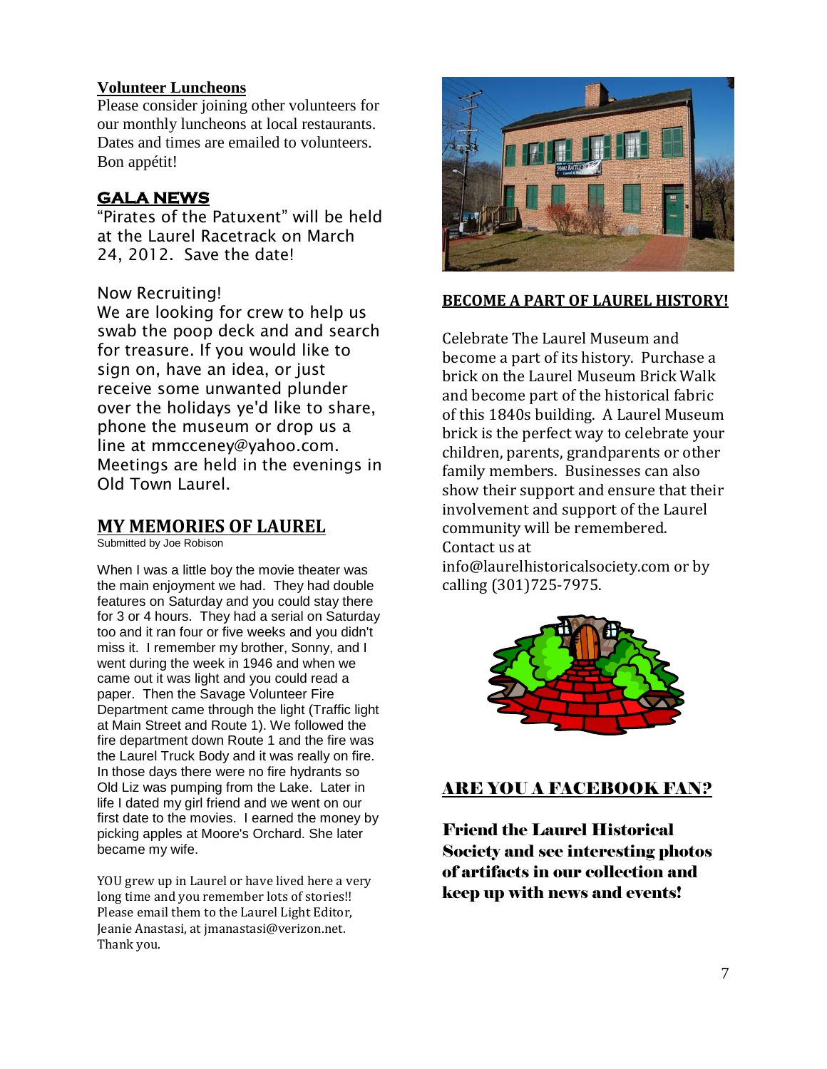## Volunteer Luncheons

Please consider joining other volunteers for our monthly luncheons at local restaurants. Dates and times are emailed to volunteers. Bon appétit!

## GALA NEWS

"Pirates of the Patuxent" will be held at the Laurel Racetrack on March 24, 2012. Save the date!

Now Recruiting!

We are looking for crew to help us swab the poop deck and and search for treasure. If you would like to sign on, have an idea, or just receive some unwanted plunder over the holidays ye'd like to share, phone the museum or drop us a line at mmcceney@yahoo.com. Meetings are held in the evenings in Old Town Laurel.

## MY MEMORIES OF LAUREL

Submitted by Joe Robison

When I was a little boy the movie theater was the main enjoyment we had. They had double features on Saturday and you could stay there for 3 or 4 hours. They had a serial on Saturday too and it ran four or five weeks and you didn't miss it. I remember my brother, Sonny, and I went during the week in 1946 and when we came out it was light and you could read a paper. Then the Savage Volunteer Fire Department came through the light (Traffic light at Main Street and Route 1). We followed the fire department down Route 1 and the fire was the Laurel Truck Body and it was really on fire. In those days there were no fire hydrants so Old Liz was pumping from the Lake. Later in life I dated my girl friend and we went on our first date to the movies. I earned the money by picking apples at Moore's Orchard. She later became my wife.

YOU grew up in Laurel or have lived here a very long time and you remember lots of stories!! Please email them to the Laurel Light Editor, Jeanie Anastasi, at jmanastasi@verizon.net. Thank you.

## BECOME A PART OF LAUREL HISTORY!

Celebrate The Laurel Museum and become a part of its history. Purchase a brick on the Laurel Museum Brick Walk and become part of the historical fabric of this 1840s building. A Laurel Museum brick is the perfect way to celebrate your children, parents, grandparents or other family members. Businesses can also show their support and ensure that their involvement and support of the Laurel community will be remembered. Contact us at info@laurelhistoricalsociety.com or by calling (301)725-7975.

## ARE YOU A FACEBOOK FAN?

**Friend the Laurel Historical Society and see interesting photos of artifacts in our collection and keep up with news and events!**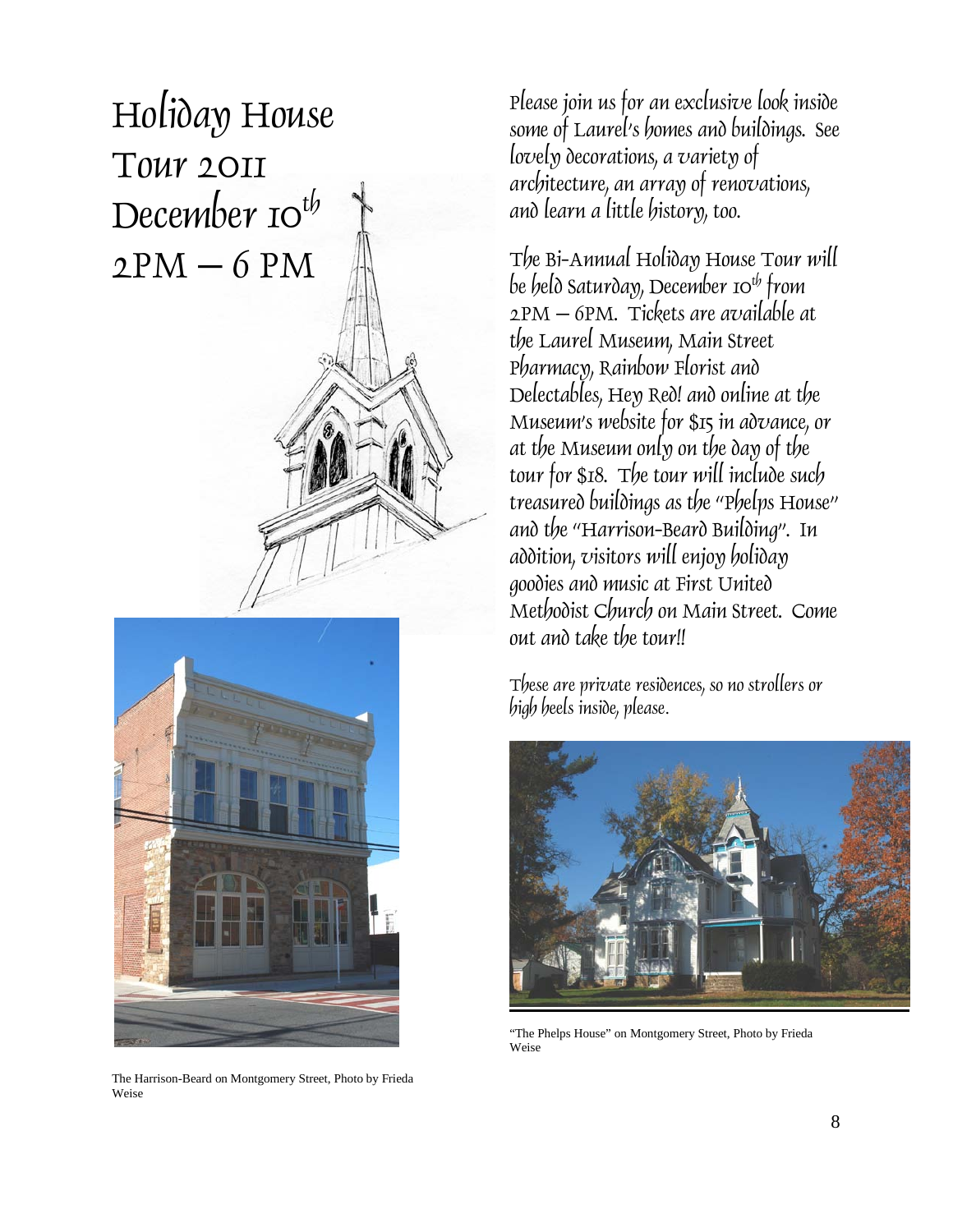# Holiday House Tour 2011 December 10th 2PM – 6 PM

Please join us for an exclusive look inside some of Laurel's homes and buildings. See lovely decorations, a variety of architecture, an array of renovations, and learn a little history, too.

The Bi-Annual Holiday House Tour will be held Saturday, December 10th from 2PM – 6PM. Tickets are available at the Laurel Museum, Main Street Pharmacy, Rainbow Florist and Delectables, Hey Red! and online at the Museum's website for $15 in advance, or at the Museum only on the day of the tour for $18. The tour will include such treasured buildings as the "Phelps House" and the "Harrison-Beard Building". In addition, visitors will enjoy holiday goodies and music at First United Methodist Church on Main Street. Come out and take the tour!!

These are private residences, so no strollers or high heels inside, please.

"The Phelps House" on Montgomery Street, Photo by Frieda Weise

The Harrison-Beard on Montgomery Street, Photo by Frieda Weise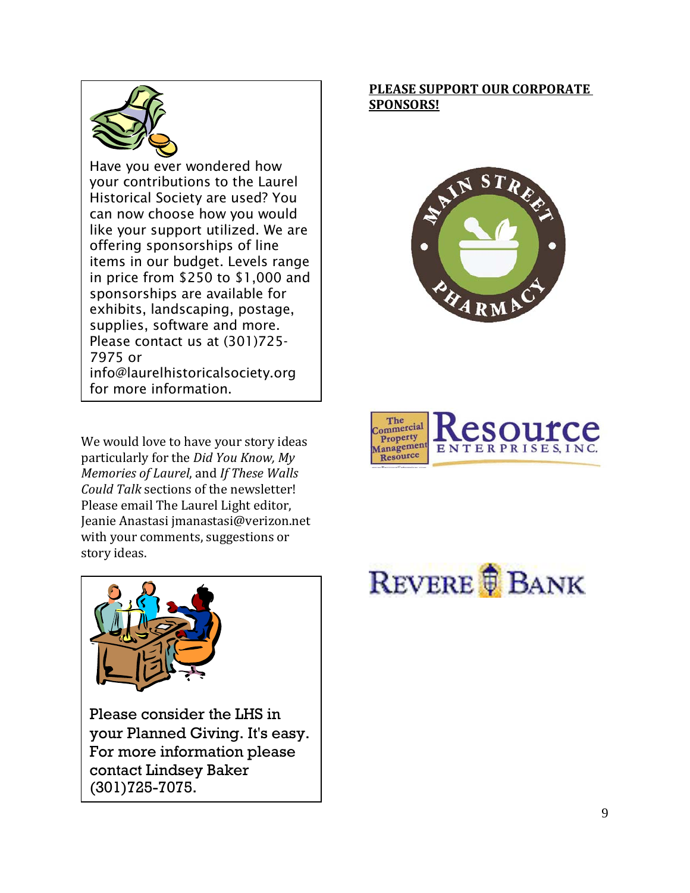Have you ever wondered how your contributions to the Laurel Historical Society are used? You can now choose how you would like your support utilized. We are offering sponsorships of line items in our budget. Levels range in price from $250 to $1,000 and sponsorships are available for exhibits, landscaping, postage, supplies, software and more. Please contact us at (301)725-7975 or info@laurelhistoricalsociety.org for more information.

We would love to have your story ideas particularly for the *Did You Know, My Memories of Laurel,* and *If These Walls Could Talk* sections of the newsletter! Please email The Laurel Light editor, Jeanie Anastasi jmanastasi@verizon.net with your comments, suggestions or story ideas.

Please consider the LHS in your Planned Giving. It's easy. For more information please contact Lindsey Baker (301)725-7075.

**PLEASE SUPPORT OUR CORPORATE SPONSORS!**

MAIN STREET PHARMACY

The Commercial Property Management Resource — Resource ENTERPRISES, INC.

REVERE BANK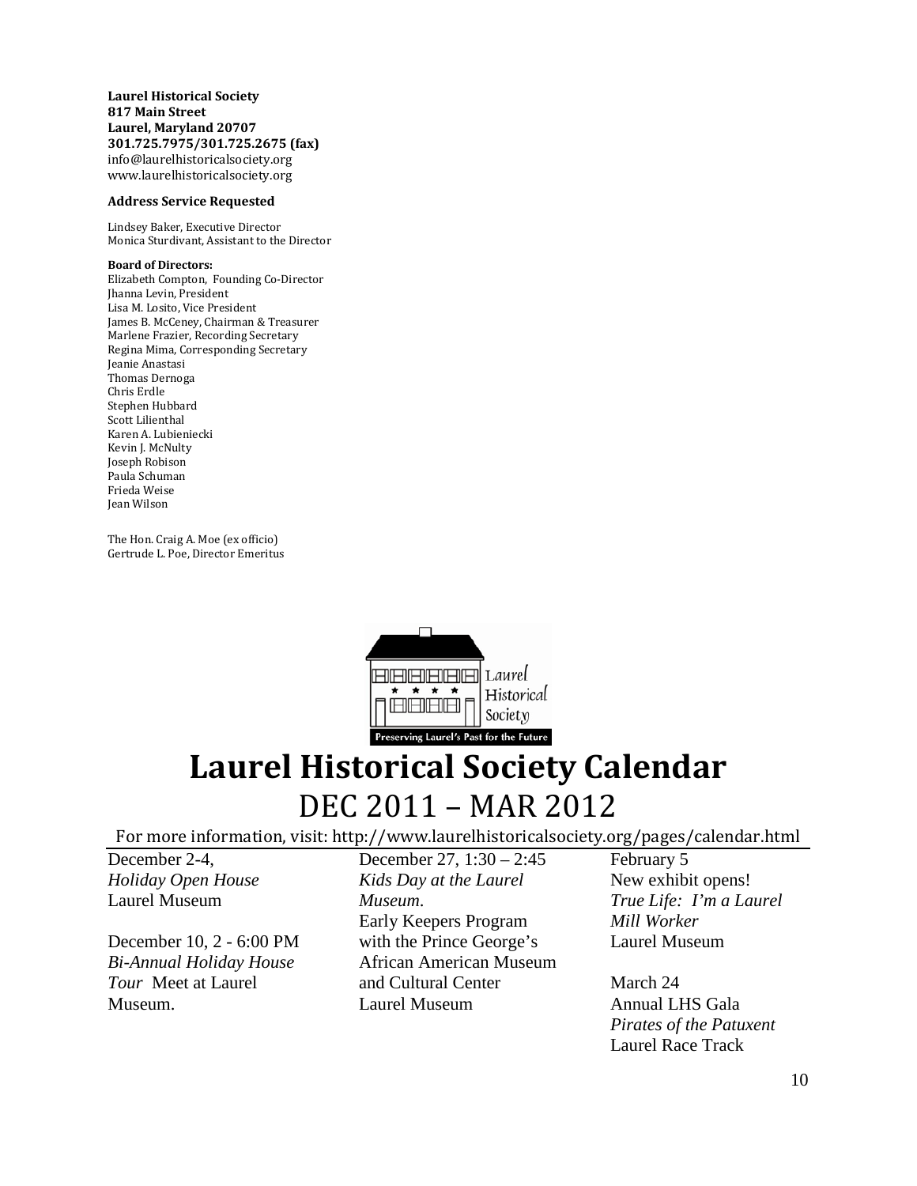**Laurel Historical Society**
**817 Main Street**
**Laurel, Maryland 20707**
**301.725.7975/301.725.2675 (fax)**
info@laurelhistoricalsociety.org
www.laurelhistoricalsociety.org

**Address Service Requested**

Lindsey Baker, Executive Director
Monica Sturdivant, Assistant to the Director

**Board of Directors:**
Elizabeth Compton, Founding Co-Director
Jhanna Levin, President
Lisa M. Losito, Vice President
James B. McCeney, Chairman & Treasurer
Marlene Frazier, Recording Secretary
Regina Mima, Corresponding Secretary
Jeanie Anastasi
Thomas Dernoga
Chris Erdle
Stephen Hubbard
Scott Lilienthal
Karen A. Lubieniecki
Kevin J. McNulty
Joseph Robison
Paula Schuman
Frieda Weise
Jean Wilson

The Hon. Craig A. Moe (ex officio)
Gertrude L. Poe, Director Emeritus

Laurel Historical Society
Preserving Laurel's Past for the Future

# Laurel Historical Society Calendar

## DEC 2011 – MAR 2012

For more information, visit: http://www.laurelhistoricalsociety.org/pages/calendar.html

December 2-4,
*Holiday Open House*
Laurel Museum

December 10, 2 - 6:00 PM
*Bi-Annual Holiday House Tour* Meet at Laurel Museum.

December 27, 1:30 – 2:45
*Kids Day at the Laurel Museum.*
Early Keepers Program with the Prince George's African American Museum and Cultural Center
Laurel Museum

February 5
New exhibit opens!
*True Life: I'm a Laurel Mill Worker*
Laurel Museum

March 24
Annual LHS Gala
*Pirates of the Patuxent*
Laurel Race Track